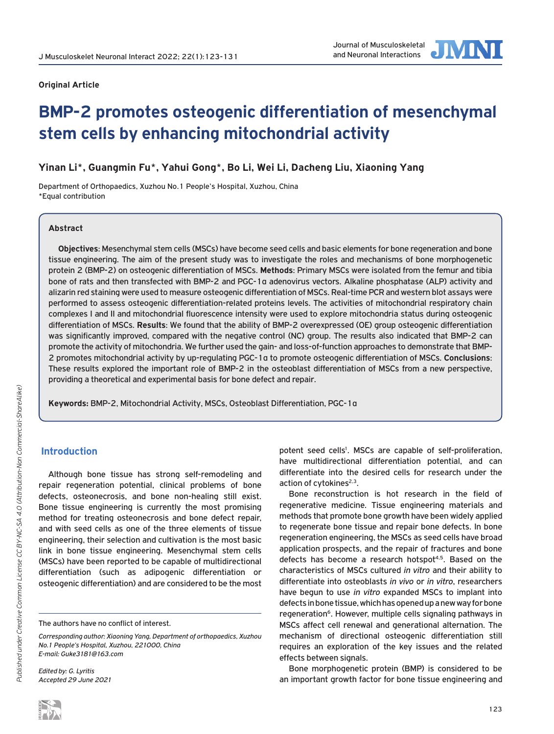**Original Article**

# BMP-2 promotes osteogenic differentiation of mesenchymal stem cells by enhancing mitochondrial activity

**Yinan Li*, Guangmin Fu*, Yahui Gong*, Bo Li, Wei Li, Dacheng Liu, Xiaoning Yang**

Department of Orthopaedics, Xuzhou No.1 People's Hospital, Xuzhou, China
*Equal contribution

## Abstract

**Objectives**: Mesenchymal stem cells (MSCs) have become seed cells and basic elements for bone regeneration and bone tissue engineering. The aim of the present study was to investigate the roles and mechanisms of bone morphogenetic protein 2 (BMP-2) on osteogenic differentiation of MSCs. **Methods**: Primary MSCs were isolated from the femur and tibia bone of rats and then transfected with BMP-2 and PGC-1α adenovirus vectors. Alkaline phosphatase (ALP) activity and alizarin red staining were used to measure osteogenic differentiation of MSCs. Real-time PCR and western blot assays were performed to assess osteogenic differentiation-related proteins levels. The activities of mitochondrial respiratory chain complexes I and II and mitochondrial fluorescence intensity were used to explore mitochondria status during osteogenic differentiation of MSCs. **Results**: We found that the ability of BMP-2 overexpressed (OE) group osteogenic differentiation was significantly improved, compared with the negative control (NC) group. The results also indicated that BMP-2 can promote the activity of mitochondria. We further used the gain- and loss-of-function approaches to demonstrate that BMP-2 promotes mitochondrial activity by up-regulating PGC-1α to promote osteogenic differentiation of MSCs. **Conclusions**: These results explored the important role of BMP-2 in the osteoblast differentiation of MSCs from a new perspective, providing a theoretical and experimental basis for bone defect and repair.

**Keywords:** BMP-2, Mitochondrial Activity, MSCs, Osteoblast Differentiation, PGC-1α

## Introduction

Although bone tissue has strong self-remodeling and repair regeneration potential, clinical problems of bone defects, osteonecrosis, and bone non-healing still exist. Bone tissue engineering is currently the most promising method for treating osteonecrosis and bone defect repair, and with seed cells as one of the three elements of tissue engineering, their selection and cultivation is the most basic link in bone tissue engineering. Mesenchymal stem cells (MSCs) have been reported to be capable of multidirectional differentiation (such as adipogenic differentiation or osteogenic differentiation) and are considered to be the most potent seed cells[1]. MSCs are capable of self-proliferation, have multidirectional differentiation potential, and can differentiate into the desired cells for research under the action of cytokines[2,3].

Bone reconstruction is hot research in the field of regenerative medicine. Tissue engineering materials and methods that promote bone growth have been widely applied to regenerate bone tissue and repair bone defects. In bone regeneration engineering, the MSCs as seed cells have broad application prospects, and the repair of fractures and bone defects has become a research hotspot[4,5]. Based on the characteristics of MSCs cultured *in vitro* and their ability to differentiate into osteoblasts *in vivo* or *in vitro*, researchers have begun to use *in vitro* expanded MSCs to implant into defects in bone tissue, which has opened up a new way for bone regeneration[6]. However, multiple cells signaling pathways in MSCs affect cell renewal and generational alternation. The mechanism of directional osteogenic differentiation still requires an exploration of the key issues and the related effects between signals.

Bone morphogenetic protein (BMP) is considered to be an important growth factor for bone tissue engineering and

---

The authors have no conflict of interest.

*Corresponding author: Xiaoning Yang, Department of orthopaedics, Xuzhou No.1 People's Hospital, Xuzhou, 221000, China*
*E-mail: Guke3181@163.com*

*Edited by: G. Lyritis*
*Accepted 29 June 2021*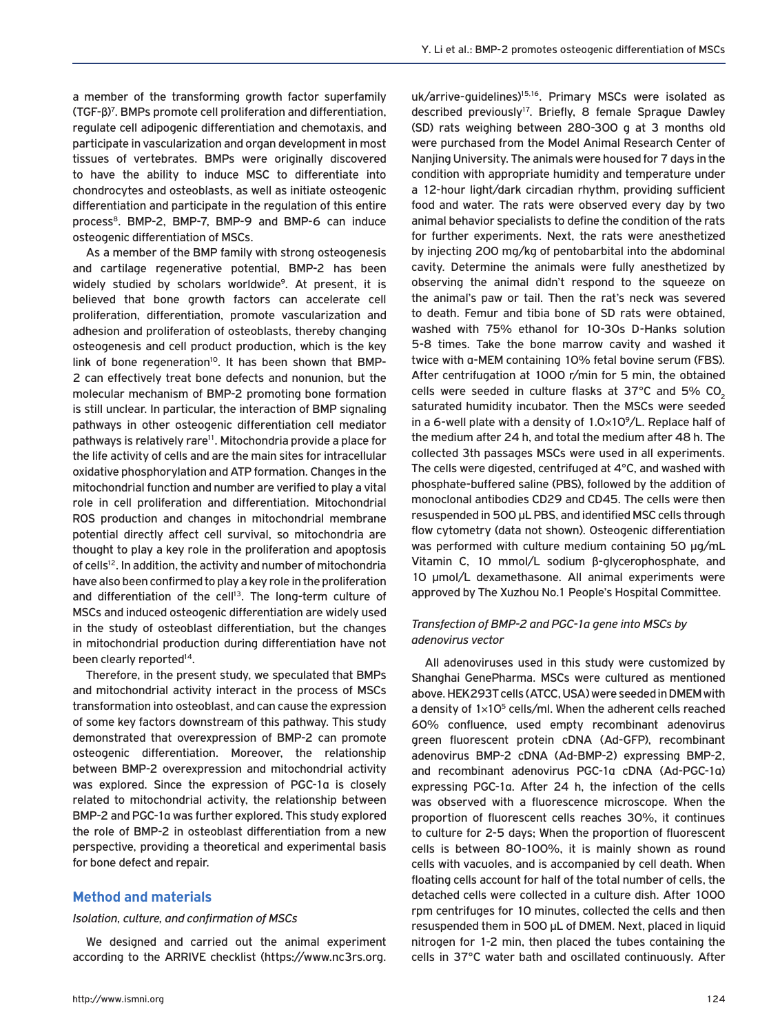a member of the transforming growth factor superfamily (TGF-β)[7]. BMPs promote cell proliferation and differentiation, regulate cell adipogenic differentiation and chemotaxis, and participate in vascularization and organ development in most tissues of vertebrates. BMPs were originally discovered to have the ability to induce MSC to differentiate into chondrocytes and osteoblasts, as well as initiate osteogenic differentiation and participate in the regulation of this entire process[8]. BMP-2, BMP-7, BMP-9 and BMP-6 can induce osteogenic differentiation of MSCs.

As a member of the BMP family with strong osteogenesis and cartilage regenerative potential, BMP-2 has been widely studied by scholars worldwide[9]. At present, it is believed that bone growth factors can accelerate cell proliferation, differentiation, promote vascularization and adhesion and proliferation of osteoblasts, thereby changing osteogenesis and cell product production, which is the key link of bone regeneration[10]. It has been shown that BMP-2 can effectively treat bone defects and nonunion, but the molecular mechanism of BMP-2 promoting bone formation is still unclear. In particular, the interaction of BMP signaling pathways in other osteogenic differentiation cell mediator pathways is relatively rare[11]. Mitochondria provide a place for the life activity of cells and are the main sites for intracellular oxidative phosphorylation and ATP formation. Changes in the mitochondrial function and number are verified to play a vital role in cell proliferation and differentiation. Mitochondrial ROS production and changes in mitochondrial membrane potential directly affect cell survival, so mitochondria are thought to play a key role in the proliferation and apoptosis of cells[12]. In addition, the activity and number of mitochondria have also been confirmed to play a key role in the proliferation and differentiation of the cell[13]. The long-term culture of MSCs and induced osteogenic differentiation are widely used in the study of osteoblast differentiation, but the changes in mitochondrial production during differentiation have not been clearly reported[14].

Therefore, in the present study, we speculated that BMPs and mitochondrial activity interact in the process of MSCs transformation into osteoblast, and can cause the expression of some key factors downstream of this pathway. This study demonstrated that overexpression of BMP-2 can promote osteogenic differentiation. Moreover, the relationship between BMP-2 overexpression and mitochondrial activity was explored. Since the expression of PGC-1α is closely related to mitochondrial activity, the relationship between BMP-2 and PGC-1α was further explored. This study explored the role of BMP-2 in osteoblast differentiation from a new perspective, providing a theoretical and experimental basis for bone defect and repair.

## Method and materials

*Isolation, culture, and confirmation of MSCs*

We designed and carried out the animal experiment according to the ARRIVE checklist (https://www.nc3rs.org.uk/arrive-guidelines)[15,16]. Primary MSCs were isolated as described previously[17]. Briefly, 8 female Sprague Dawley (SD) rats weighing between 280-300 g at 3 months old were purchased from the Model Animal Research Center of Nanjing University. The animals were housed for 7 days in the condition with appropriate humidity and temperature under a 12-hour light/dark circadian rhythm, providing sufficient food and water. The rats were observed every day by two animal behavior specialists to define the condition of the rats for further experiments. Next, the rats were anesthetized by injecting 200 mg/kg of pentobarbital into the abdominal cavity. Determine the animals were fully anesthetized by observing the animal didn't respond to the squeeze on the animal's paw or tail. Then the rat's neck was severed to death. Femur and tibia bone of SD rats were obtained, washed with 75% ethanol for 10-30s D-Hanks solution 5-8 times. Take the bone marrow cavity and washed it twice with α-MEM containing 10% fetal bovine serum (FBS). After centrifugation at 1000 r/min for 5 min, the obtained cells were seeded in culture flasks at 37°C and 5% $CO_2$ saturated humidity incubator. Then the MSCs were seeded in a 6-well plate with a density of $1.0 \times 10^9$/L. Replace half of the medium after 24 h, and total the medium after 48 h. The collected 3th passages MSCs were used in all experiments. The cells were digested, centrifuged at 4°C, and washed with phosphate-buffered saline (PBS), followed by the addition of monoclonal antibodies CD29 and CD45. The cells were then resuspended in 500 μL PBS, and identified MSC cells through flow cytometry (data not shown). Osteogenic differentiation was performed with culture medium containing 50 μg/mL Vitamin C, 10 mmol/L sodium β-glycerophosphate, and 10 μmol/L dexamethasone. All animal experiments were approved by The Xuzhou No.1 People's Hospital Committee.

*Transfection of BMP-2 and PGC-1α gene into MSCs by adenovirus vector*

All adenoviruses used in this study were customized by Shanghai GenePharma. MSCs were cultured as mentioned above. HEK293T cells (ATCC, USA) were seeded in DMEM with a density of $1 \times 10^5$ cells/ml. When the adherent cells reached 60% confluence, used empty recombinant adenovirus green fluorescent protein cDNA (Ad-GFP), recombinant adenovirus BMP-2 cDNA (Ad-BMP-2) expressing BMP-2, and recombinant adenovirus PGC-1α cDNA (Ad-PGC-1α) expressing PGC-1α. After 24 h, the infection of the cells was observed with a fluorescence microscope. When the proportion of fluorescent cells reaches 30%, it continues to culture for 2-5 days; When the proportion of fluorescent cells is between 80-100%, it is mainly shown as round cells with vacuoles, and is accompanied by cell death. When floating cells account for half of the total number of cells, the detached cells were collected in a culture dish. After 1000 rpm centrifuges for 10 minutes, collected the cells and then resuspended them in 500 μL of DMEM. Next, placed in liquid nitrogen for 1-2 min, then placed the tubes containing the cells in 37°C water bath and oscillated continuously. After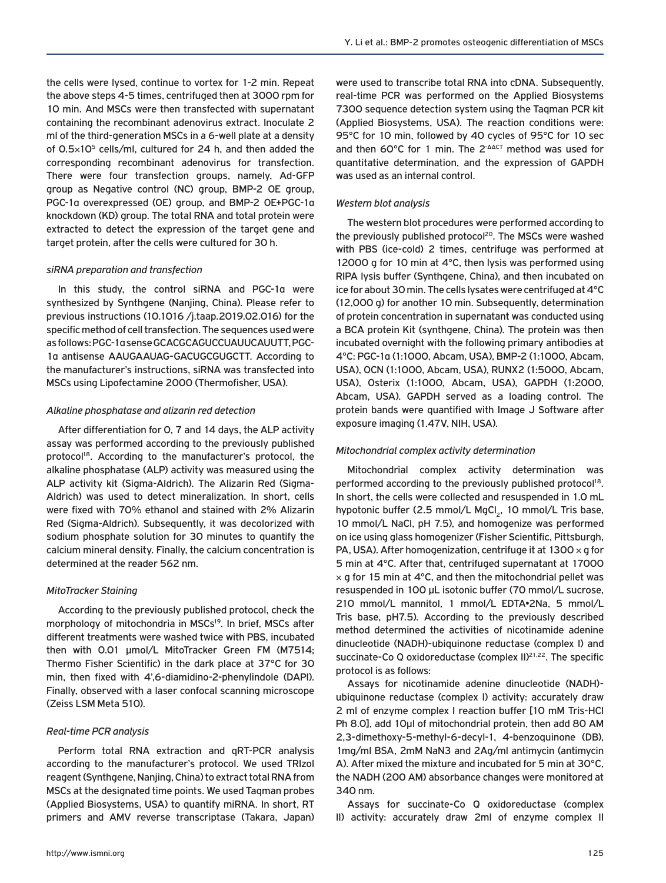the cells were lysed, continue to vortex for 1-2 min. Repeat the above steps 4-5 times, centrifuged then at 3000 rpm for 10 min. And MSCs were then transfected with supernatant containing the recombinant adenovirus extract. Inoculate 2 ml of the third-generation MSCs in a 6-well plate at a density of $0.5 \times 10^5$ cells/ml, cultured for 24 h, and then added the corresponding recombinant adenovirus for transfection. There were four transfection groups, namely, Ad-GFP group as Negative control (NC) group, BMP-2 OE group, PGC-1α overexpressed (OE) group, and BMP-2 OE+PGC-1α knockdown (KD) group. The total RNA and total protein were extracted to detect the expression of the target gene and target protein, after the cells were cultured for 30 h.

*siRNA preparation and transfection*

In this study, the control siRNA and PGC-1α were synthesized by Synthgene (Nanjing, China). Please refer to previous instructions (10.1016 /j.taap.2019.02.016) for the specific method of cell transfection. The sequences used were as follows: PGC-1α sense GCACGCAGUCCUAUUCAUUTT, PGC-1α antisense AAUGAAUAG-GACUGCGUGCTT. According to the manufacturer's instructions, siRNA was transfected into MSCs using Lipofectamine 2000 (Thermofisher, USA).

*Alkaline phosphatase and alizarin red detection*

After differentiation for 0, 7 and 14 days, the ALP activity assay was performed according to the previously published protocol[18]. According to the manufacturer's protocol, the alkaline phosphatase (ALP) activity was measured using the ALP activity kit (Sigma-Aldrich). The Alizarin Red (Sigma-Aldrich) was used to detect mineralization. In short, cells were fixed with 70% ethanol and stained with 2% Alizarin Red (Sigma-Aldrich). Subsequently, it was decolorized with sodium phosphate solution for 30 minutes to quantify the calcium mineral density. Finally, the calcium concentration is determined at the reader 562 nm.

*MitoTracker Staining*

According to the previously published protocol, check the morphology of mitochondria in MSCs[19]. In brief, MSCs after different treatments were washed twice with PBS, incubated then with 0.01 μmol/L MitoTracker Green FM (M7514; Thermo Fisher Scientific) in the dark place at 37°C for 30 min, then fixed with 4',6-diamidino-2-phenylindole (DAPI). Finally, observed with a laser confocal scanning microscope (Zeiss LSM Meta 510).

*Real-time PCR analysis*

Perform total RNA extraction and qRT-PCR analysis according to the manufacturer's protocol. We used TRIzol reagent (Synthgene, Nanjing, China) to extract total RNA from MSCs at the designated time points. We used Taqman probes (Applied Biosystems, USA) to quantify miRNA. In short, RT primers and AMV reverse transcriptase (Takara, Japan) were used to transcribe total RNA into cDNA. Subsequently, real-time PCR was performed on the Applied Biosystems 7300 sequence detection system using the Taqman PCR kit (Applied Biosystems, USA). The reaction conditions were: 95°C for 10 min, followed by 40 cycles of 95°C for 10 sec and then 60°C for 1 min. The $2^{-\Delta\Delta CT}$ method was used for quantitative determination, and the expression of GAPDH was used as an internal control.

*Western blot analysis*

The western blot procedures were performed according to the previously published protocol[20]. The MSCs were washed with PBS (ice-cold) 2 times, centrifuge was performed at 12000 g for 10 min at 4°C, then lysis was performed using RIPA lysis buffer (Synthgene, China), and then incubated on ice for about 30 min. The cells lysates were centrifuged at 4°C (12,000 g) for another 10 min. Subsequently, determination of protein concentration in supernatant was conducted using a BCA protein Kit (synthgene, China). The protein was then incubated overnight with the following primary antibodies at 4°C: PGC-1α (1:1000, Abcam, USA), BMP-2 (1:1000, Abcam, USA), OCN (1:1000, Abcam, USA), RUNX2 (1:5000, Abcam, USA), Osterix (1:1000, Abcam, USA), GAPDH (1:2000, Abcam, USA). GAPDH served as a loading control. The protein bands were quantified with Image J Software after exposure imaging (1.47V, NIH, USA).

*Mitochondrial complex activity determination*

Mitochondrial complex activity determination was performed according to the previously published protocol[18]. In short, the cells were collected and resuspended in 1.0 mL hypotonic buffer (2.5 mmol/L $MgCl_2$, 10 mmol/L Tris base, 10 mmol/L NaCl, pH 7.5), and homogenize was performed on ice using glass homogenizer (Fisher Scientific, Pittsburgh, PA, USA). After homogenization, centrifuge it at 1300 × g for 5 min at 4°C. After that, centrifuged supernatant at 17000 × g for 15 min at 4°C, and then the mitochondrial pellet was resuspended in 100 μL isotonic buffer (70 mmol/L sucrose, 210 mmol/L mannitol, 1 mmol/L EDTA•2Na, 5 mmol/L Tris base, pH7.5). According to the previously described method determined the activities of nicotinamide adenine dinucleotide (NADH)-ubiquinone reductase (complex I) and succinate-Co Q oxidoreductase (complex II)[21,22]. The specific protocol is as follows:

Assays for nicotinamide adenine dinucleotide (NADH)-ubiquinone reductase (complex I) activity: accurately draw 2 ml of enzyme complex I reaction buffer [10 mM Tris-HCl Ph 8.0], add 10μl of mitochondrial protein, then add 80 AM 2,3-dimethoxy-5-methyl-6-decyl-1, 4-benzoquinone (DB), 1mg/ml BSA, 2mM NaN3 and 2Ag/ml antimycin (antimycin A). After mixed the mixture and incubated for 5 min at 30°C, the NADH (200 AM) absorbance changes were monitored at 340 nm.

Assays for succinate-Co Q oxidoreductase (complex II) activity: accurately draw 2ml of enzyme complex II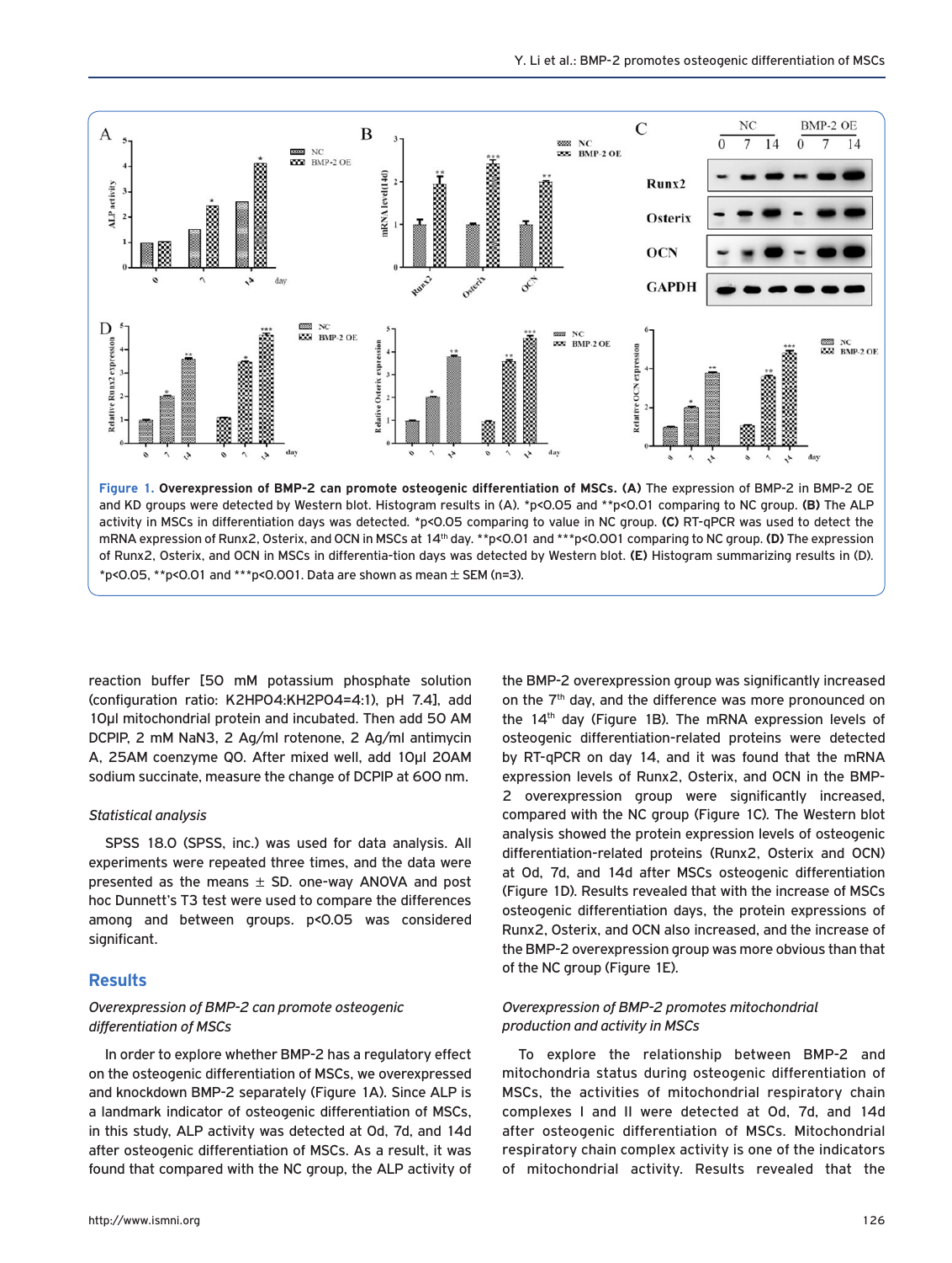**Figure 1. Overexpression of BMP-2 can promote osteogenic differentiation of MSCs. (A)** The expression of BMP-2 in BMP-2 OE and KD groups were detected by Western blot. Histogram results in (A). *p<0.05 and **p<0.01 comparing to NC group. **(B)** The ALP activity in MSCs in differentiation days was detected. *p<0.05 comparing to value in NC group. **(C)** RT-qPCR was used to detect the mRNA expression of Runx2, Osterix, and OCN in MSCs at 14th day. **p<0.01 and ***p<0.001 comparing to NC group. **(D)** The expression of Runx2, Osterix, and OCN in MSCs in differentia-tion days was detected by Western blot. **(E)** Histogram summarizing results in (D). *p<0.05, **p<0.01 and ***p<0.001. Data are shown as mean ± SEM (n=3).

reaction buffer [50 mM potassium phosphate solution (configuration ratio: K2HPO4:KH2PO4=4:1), pH 7.4], add 10μl mitochondrial protein and incubated. Then add 50 AM DCPIP, 2 mM NaN3, 2 Ag/ml rotenone, 2 Ag/ml antimycin A, 25AM coenzyme Q0. After mixed well, add 10μl 20AM sodium succinate, measure the change of DCPIP at 600 nm.

*Statistical analysis*

SPSS 18.0 (SPSS, inc.) was used for data analysis. All experiments were repeated three times, and the data were presented as the means ± SD. one-way ANOVA and post hoc Dunnett's T3 test were used to compare the differences among and between groups. p<0.05 was considered significant.

## Results

*Overexpression of BMP-2 can promote osteogenic differentiation of MSCs*

In order to explore whether BMP-2 has a regulatory effect on the osteogenic differentiation of MSCs, we overexpressed and knockdown BMP-2 separately (Figure 1A). Since ALP is a landmark indicator of osteogenic differentiation of MSCs, in this study, ALP activity was detected at 0d, 7d, and 14d after osteogenic differentiation of MSCs. As a result, it was found that compared with the NC group, the ALP activity of the BMP-2 overexpression group was significantly increased on the 7th day, and the difference was more pronounced on the 14th day (Figure 1B). The mRNA expression levels of osteogenic differentiation-related proteins were detected by RT-qPCR on day 14, and it was found that the mRNA expression levels of Runx2, Osterix, and OCN in the BMP-2 overexpression group were significantly increased, compared with the NC group (Figure 1C). The Western blot analysis showed the protein expression levels of osteogenic differentiation-related proteins (Runx2, Osterix and OCN) at 0d, 7d, and 14d after MSCs osteogenic differentiation (Figure 1D). Results revealed that with the increase of MSCs osteogenic differentiation days, the protein expressions of Runx2, Osterix, and OCN also increased, and the increase of the BMP-2 overexpression group was more obvious than that of the NC group (Figure 1E).

*Overexpression of BMP-2 promotes mitochondrial production and activity in MSCs*

To explore the relationship between BMP-2 and mitochondria status during osteogenic differentiation of MSCs, the activities of mitochondrial respiratory chain complexes I and II were detected at 0d, 7d, and 14d after osteogenic differentiation of MSCs. Mitochondrial respiratory chain complex activity is one of the indicators of mitochondrial activity. Results revealed that the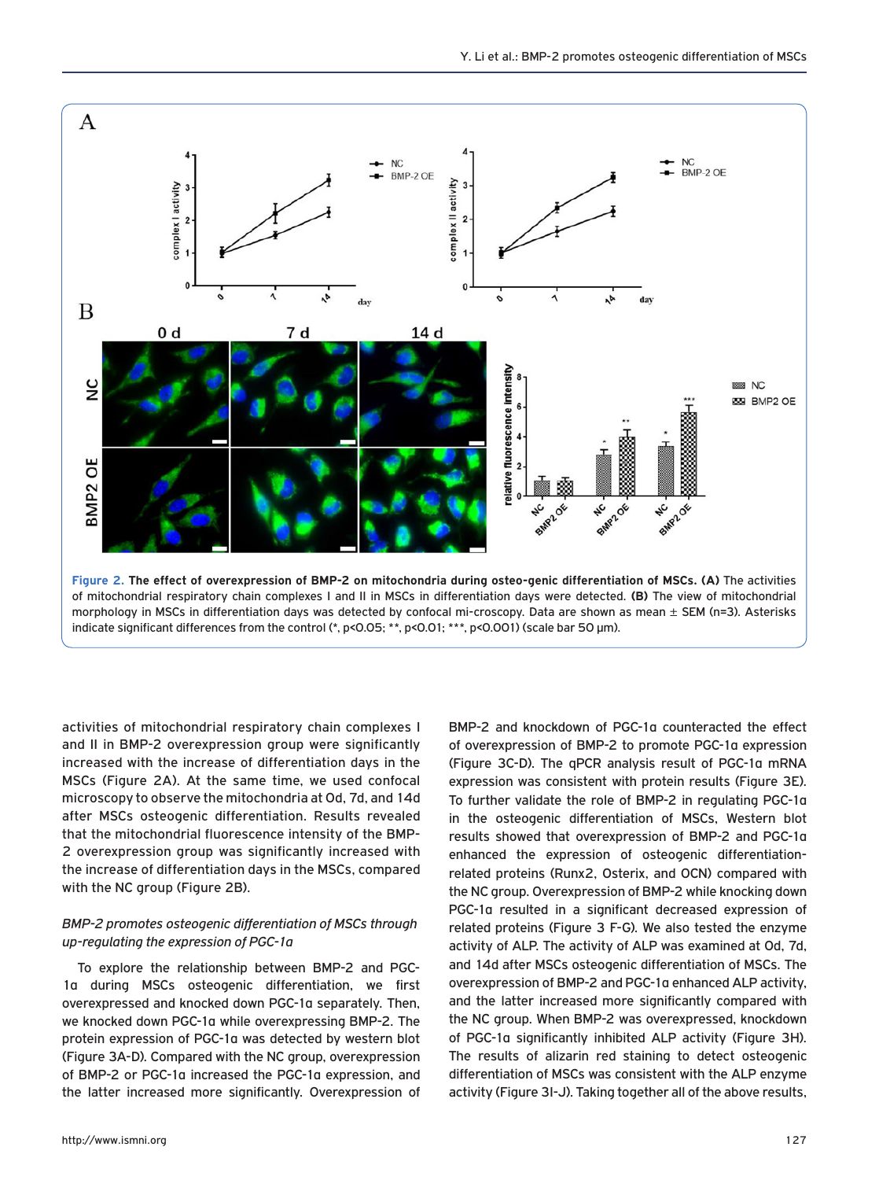**Figure 2. The effect of overexpression of BMP-2 on mitochondria during osteo-genic differentiation of MSCs. (A)** The activities of mitochondrial respiratory chain complexes I and II in MSCs in differentiation days were detected. **(B)** The view of mitochondrial morphology in MSCs in differentiation days was detected by confocal mi-croscopy. Data are shown as mean ± SEM (n=3). Asterisks indicate significant differences from the control (*, p<0.05; **, p<0.01; ***, p<0.001) (scale bar 50 μm).

activities of mitochondrial respiratory chain complexes I and II in BMP-2 overexpression group were significantly increased with the increase of differentiation days in the MSCs (Figure 2A). At the same time, we used confocal microscopy to observe the mitochondria at 0d, 7d, and 14d after MSCs osteogenic differentiation. Results revealed that the mitochondrial fluorescence intensity of the BMP-2 overexpression group was significantly increased with the increase of differentiation days in the MSCs, compared with the NC group (Figure 2B).

*BMP-2 promotes osteogenic differentiation of MSCs through up-regulating the expression of PGC-1α*

To explore the relationship between BMP-2 and PGC-1α during MSCs osteogenic differentiation, we first overexpressed and knocked down PGC-1α separately. Then, we knocked down PGC-1α while overexpressing BMP-2. The protein expression of PGC-1α was detected by western blot (Figure 3A-D). Compared with the NC group, overexpression of BMP-2 or PGC-1α increased the PGC-1α expression, and the latter increased more significantly. Overexpression of BMP-2 and knockdown of PGC-1α counteracted the effect of overexpression of BMP-2 to promote PGC-1α expression (Figure 3C-D). The qPCR analysis result of PGC-1α mRNA expression was consistent with protein results (Figure 3E). To further validate the role of BMP-2 in regulating PGC-1α in the osteogenic differentiation of MSCs, Western blot results showed that overexpression of BMP-2 and PGC-1α enhanced the expression of osteogenic differentiation-related proteins (Runx2, Osterix, and OCN) compared with the NC group. Overexpression of BMP-2 while knocking down PGC-1α resulted in a significant decreased expression of related proteins (Figure 3 F-G). We also tested the enzyme activity of ALP. The activity of ALP was examined at 0d, 7d, and 14d after MSCs osteogenic differentiation of MSCs. The overexpression of BMP-2 and PGC-1α enhanced ALP activity, and the latter increased more significantly compared with the NC group. When BMP-2 was overexpressed, knockdown of PGC-1α significantly inhibited ALP activity (Figure 3H). The results of alizarin red staining to detect osteogenic differentiation of MSCs was consistent with the ALP enzyme activity (Figure 3I-J). Taking together all of the above results,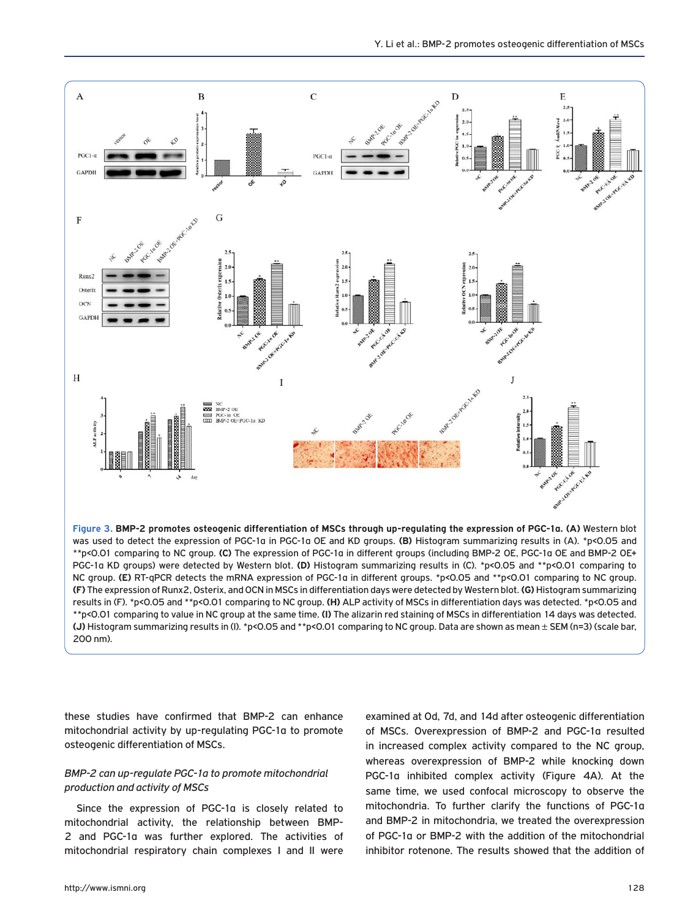**Figure 3. BMP-2 promotes osteogenic differentiation of MSCs through up-regulating the expression of PGC-1α. (A)** Western blot was used to detect the expression of PGC-1α in PGC-1α OE and KD groups. **(B)** Histogram summarizing results in (A). *p<0.05 and **p<0.01 comparing to NC group. **(C)** The expression of PGC-1α in different groups (including BMP-2 OE, PGC-1α OE and BMP-2 OE+ PGC-1α KD groups) were detected by Western blot. **(D)** Histogram summarizing results in (C). *p<0.05 and **p<0.01 comparing to NC group. **(E)** RT-qPCR detects the mRNA expression of PGC-1α in different groups. *p<0.05 and **p<0.01 comparing to NC group. **(F)** The expression of Runx2, Osterix, and OCN in MSCs in differentiation days were detected by Western blot. **(G)** Histogram summarizing results in (F). *p<0.05 and **p<0.01 comparing to NC group. **(H)** ALP activity of MSCs in differentiation days was detected. *p<0.05 and **p<0.01 comparing to value in NC group at the same time. **(I)** The alizarin red staining of MSCs in differentiation 14 days was detected. **(J)** Histogram summarizing results in (I). *p<0.05 and **p<0.01 comparing to NC group. Data are shown as mean ± SEM (n=3) (scale bar, 200 nm).

these studies have confirmed that BMP-2 can enhance mitochondrial activity by up-regulating PGC-1α to promote osteogenic differentiation of MSCs.

*BMP-2 can up-regulate PGC-1α to promote mitochondrial production and activity of MSCs*

Since the expression of PGC-1α is closely related to mitochondrial activity, the relationship between BMP-2 and PGC-1α was further explored. The activities of mitochondrial respiratory chain complexes I and II were examined at 0d, 7d, and 14d after osteogenic differentiation of MSCs. Overexpression of BMP-2 and PGC-1α resulted in increased complex activity compared to the NC group, whereas overexpression of BMP-2 while knocking down PGC-1α inhibited complex activity (Figure 4A). At the same time, we used confocal microscopy to observe the mitochondria. To further clarify the functions of PGC-1α and BMP-2 in mitochondria, we treated the overexpression of PGC-1α or BMP-2 with the addition of the mitochondrial inhibitor rotenone. The results showed that the addition of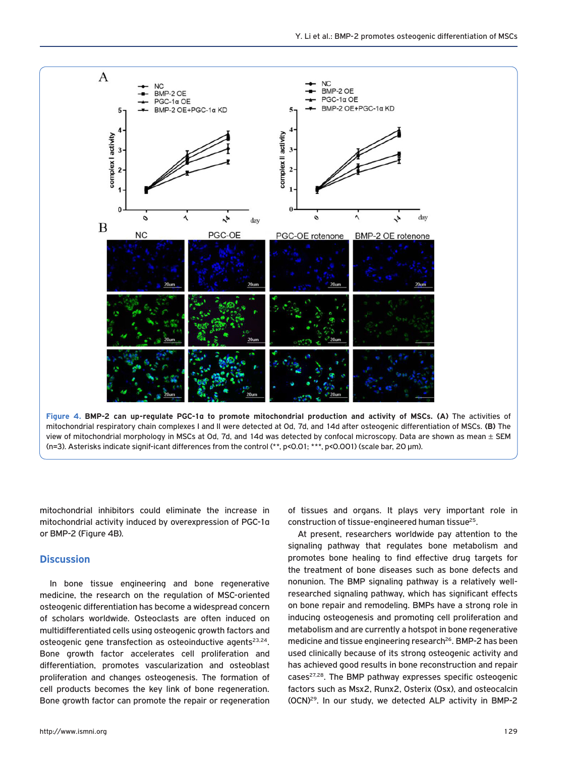**Figure 4. BMP-2 can up-regulate PGC-1α to promote mitochondrial production and activity of MSCs. (A)** The activities of mitochondrial respiratory chain complexes I and II were detected at 0d, 7d, and 14d after osteogenic differentiation of MSCs. **(B)** The view of mitochondrial morphology in MSCs at 0d, 7d, and 14d was detected by confocal microscopy. Data are shown as mean ± SEM (n=3). Asterisks indicate signif-icant differences from the control (**, $p<0.01$; ***, $p<0.001$) (scale bar, 20 μm).

mitochondrial inhibitors could eliminate the increase in mitochondrial activity induced by overexpression of PGC-1α or BMP-2 (Figure 4B).

## Discussion

In bone tissue engineering and bone regenerative medicine, the research on the regulation of MSC-oriented osteogenic differentiation has become a widespread concern of scholars worldwide. Osteoclasts are often induced on multidifferentiated cells using osteogenic growth factors and osteogenic gene transfection as osteoinductive agents[23,24]. Bone growth factor accelerates cell proliferation and differentiation, promotes vascularization and osteoblast proliferation and changes osteogenesis. The formation of cell products becomes the key link of bone regeneration. Bone growth factor can promote the repair or regeneration of tissues and organs. It plays very important role in construction of tissue-engineered human tissue[25].

At present, researchers worldwide pay attention to the signaling pathway that regulates bone metabolism and promotes bone healing to find effective drug targets for the treatment of bone diseases such as bone defects and nonunion. The BMP signaling pathway is a relatively well-researched signaling pathway, which has significant effects on bone repair and remodeling. BMPs have a strong role in inducing osteogenesis and promoting cell proliferation and metabolism and are currently a hotspot in bone regenerative medicine and tissue engineering research[26]. BMP-2 has been used clinically because of its strong osteogenic activity and has achieved good results in bone reconstruction and repair cases[27,28]. The BMP pathway expresses specific osteogenic factors such as Msx2, Runx2, Osterix (Osx), and osteocalcin (OCN)[29]. In our study, we detected ALP activity in BMP-2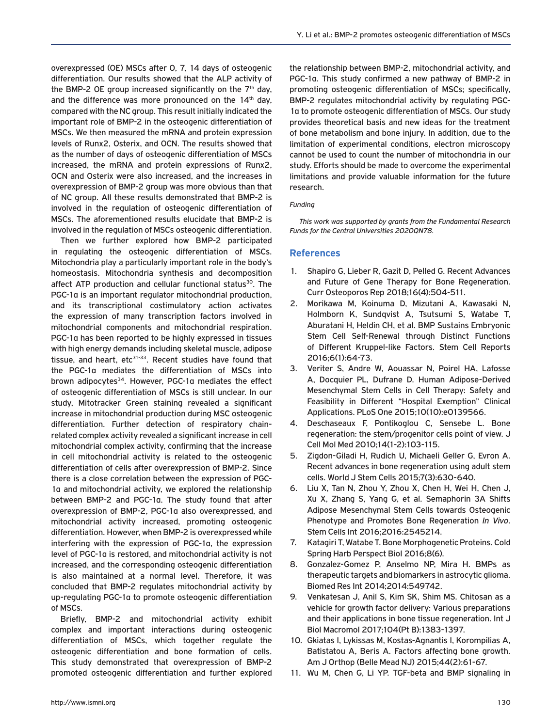overexpressed (OE) MSCs after 0, 7, 14 days of osteogenic differentiation. Our results showed that the ALP activity of the BMP-2 OE group increased significantly on the 7th day, and the difference was more pronounced on the 14th day, compared with the NC group. This result initially indicated the important role of BMP-2 in the osteogenic differentiation of MSCs. We then measured the mRNA and protein expression levels of Runx2, Osterix, and OCN. The results showed that as the number of days of osteogenic differentiation of MSCs increased, the mRNA and protein expressions of Runx2, OCN and Osterix were also increased, and the increases in overexpression of BMP-2 group was more obvious than that of NC group. All these results demonstrated that BMP-2 is involved in the regulation of osteogenic differentiation of MSCs. The aforementioned results elucidate that BMP-2 is involved in the regulation of MSCs osteogenic differentiation.

Then we further explored how BMP-2 participated in regulating the osteogenic differentiation of MSCs. Mitochondria play a particularly important role in the body's homeostasis. Mitochondria synthesis and decomposition affect ATP production and cellular functional status[30]. The PGC-1α is an important regulator mitochondrial production, and its transcriptional costimulatory action activates the expression of many transcription factors involved in mitochondrial components and mitochondrial respiration. PGC-1α has been reported to be highly expressed in tissues with high energy demands including skeletal muscle, adipose tissue, and heart, etc[31-33]. Recent studies have found that the PGC-1α mediates the differentiation of MSCs into brown adipocytes[34]. However, PGC-1α mediates the effect of osteogenic differentiation of MSCs is still unclear. In our study, Mitotracker Green staining revealed a significant increase in mitochondrial production during MSC osteogenic differentiation. Further detection of respiratory chain-related complex activity revealed a significant increase in cell mitochondrial complex activity, confirming that the increase in cell mitochondrial activity is related to the osteogenic differentiation of cells after overexpression of BMP-2. Since there is a close correlation between the expression of PGC-1α and mitochondrial activity, we explored the relationship between BMP-2 and PGC-1α. The study found that after overexpression of BMP-2, PGC-1α also overexpressed, and mitochondrial activity increased, promoting osteogenic differentiation. However, when BMP-2 is overexpressed while interfering with the expression of PGC-1α, the expression level of PGC-1α is restored, and mitochondrial activity is not increased, and the corresponding osteogenic differentiation is also maintained at a normal level. Therefore, it was concluded that BMP-2 regulates mitochondrial activity by up-regulating PGC-1α to promote osteogenic differentiation of MSCs.

Briefly, BMP-2 and mitochondrial activity exhibit complex and important interactions during osteogenic differentiation of MSCs, which together regulate the osteogenic differentiation and bone formation of cells. This study demonstrated that overexpression of BMP-2 promoted osteogenic differentiation and further explored the relationship between BMP-2, mitochondrial activity, and PGC-1α. This study confirmed a new pathway of BMP-2 in promoting osteogenic differentiation of MSCs; specifically, BMP-2 regulates mitochondrial activity by regulating PGC-1α to promote osteogenic differentiation of MSCs. Our study provides theoretical basis and new ideas for the treatment of bone metabolism and bone injury. In addition, due to the limitation of experimental conditions, electron microscopy cannot be used to count the number of mitochondria in our study. Efforts should be made to overcome the experimental limitations and provide valuable information for the future research.

*Funding*

*This work was supported by grants from the Fundamental Research Funds for the Central Universities 2020QN78.*

## References

1. Shapiro G, Lieber R, Gazit D, Pelled G. Recent Advances and Future of Gene Therapy for Bone Regeneration. Curr Osteoporos Rep 2018;16(4):504-511.
2. Morikawa M, Koinuma D, Mizutani A, Kawasaki N, Holmborn K, Sundqvist A, Tsutsumi S, Watabe T, Aburatani H, Heldin CH, et al. BMP Sustains Embryonic Stem Cell Self-Renewal through Distinct Functions of Different Kruppel-like Factors. Stem Cell Reports 2016;6(1):64-73.
3. Veriter S, Andre W, Aouassar N, Poirel HA, Lafosse A, Docquier PL, Dufrane D. Human Adipose-Derived Mesenchymal Stem Cells in Cell Therapy: Safety and Feasibility in Different "Hospital Exemption" Clinical Applications. PLoS One 2015;10(10):e0139566.
4. Deschaseaux F, Pontikoglou C, Sensebe L. Bone regeneration: the stem/progenitor cells point of view. J Cell Mol Med 2010;14(1-2):103-115.
5. Zigdon-Giladi H, Rudich U, Michaeli Geller G, Evron A. Recent advances in bone regeneration using adult stem cells. World J Stem Cells 2015;7(3):630-640.
6. Liu X, Tan N, Zhou Y, Zhou X, Chen H, Wei H, Chen J, Xu X, Zhang S, Yang G, et al. Semaphorin 3A Shifts Adipose Mesenchymal Stem Cells towards Osteogenic Phenotype and Promotes Bone Regeneration *In Vivo*. Stem Cells Int 2016;2016:2545214.
7. Katagiri T, Watabe T. Bone Morphogenetic Proteins. Cold Spring Harb Perspect Biol 2016;8(6).
8. Gonzalez-Gomez P, Anselmo NP, Mira H. BMPs as therapeutic targets and biomarkers in astrocytic glioma. Biomed Res Int 2014;2014:549742.
9. Venkatesan J, Anil S, Kim SK, Shim MS. Chitosan as a vehicle for growth factor delivery: Various preparations and their applications in bone tissue regeneration. Int J Biol Macromol 2017;104(Pt B):1383-1397.
10. Gkiatas I, Lykissas M, Kostas-Agnantis I, Korompilias A, Batistatou A, Beris A. Factors affecting bone growth. Am J Orthop (Belle Mead NJ) 2015;44(2):61-67.
11. Wu M, Chen G, Li YP. TGF-beta and BMP signaling in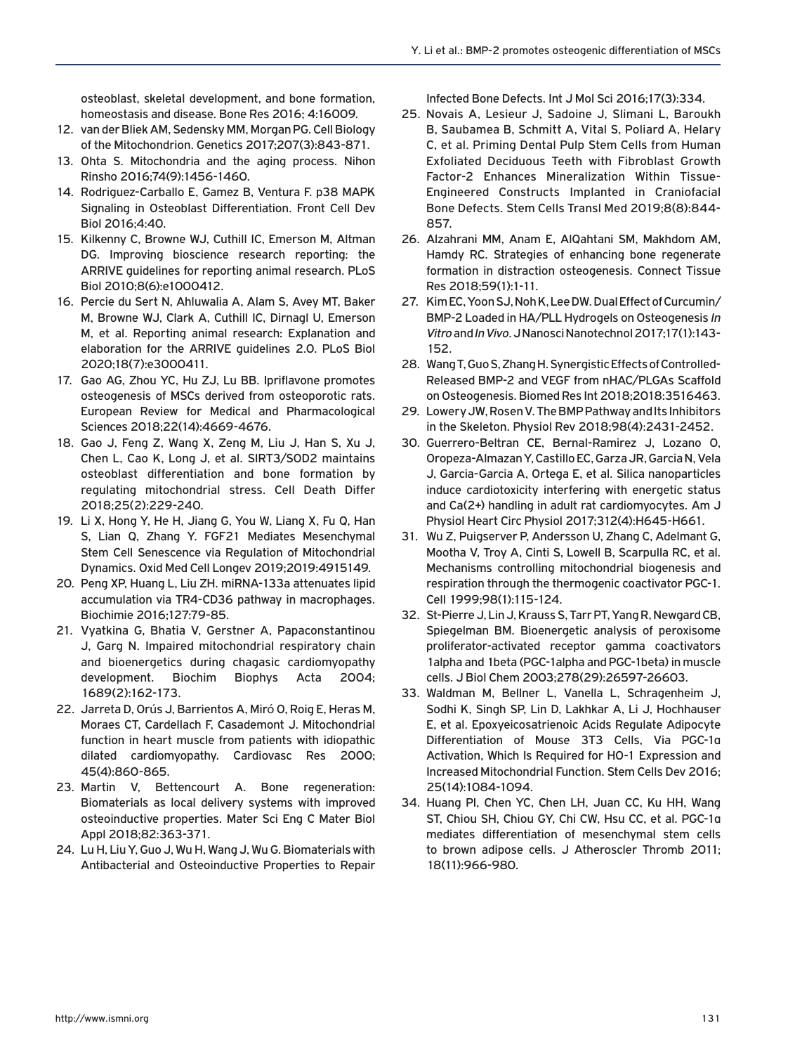osteoblast, skeletal development, and bone formation, homeostasis and disease. Bone Res 2016; 4:16009.

12. van der Bliek AM, Sedensky MM, Morgan PG. Cell Biology of the Mitochondrion. Genetics 2017;207(3):843-871.
13. Ohta S. Mitochondria and the aging process. Nihon Rinsho 2016;74(9):1456-1460.
14. Rodriguez-Carballo E, Gamez B, Ventura F. p38 MAPK Signaling in Osteoblast Differentiation. Front Cell Dev Biol 2016;4:40.
15. Kilkenny C, Browne WJ, Cuthill IC, Emerson M, Altman DG. Improving bioscience research reporting: the ARRIVE guidelines for reporting animal research. PLoS Biol 2010;8(6):e1000412.
16. Percie du Sert N, Ahluwalia A, Alam S, Avey MT, Baker M, Browne WJ, Clark A, Cuthill IC, Dirnagl U, Emerson M, et al. Reporting animal research: Explanation and elaboration for the ARRIVE guidelines 2.0. PLoS Biol 2020;18(7):e3000411.
17. Gao AG, Zhou YC, Hu ZJ, Lu BB. Ipriflavone promotes osteogenesis of MSCs derived from osteoporotic rats. European Review for Medical and Pharmacological Sciences 2018;22(14):4669-4676.
18. Gao J, Feng Z, Wang X, Zeng M, Liu J, Han S, Xu J, Chen L, Cao K, Long J, et al. SIRT3/SOD2 maintains osteoblast differentiation and bone formation by regulating mitochondrial stress. Cell Death Differ 2018;25(2):229-240.
19. Li X, Hong Y, He H, Jiang G, You W, Liang X, Fu Q, Han S, Lian Q, Zhang Y. FGF21 Mediates Mesenchymal Stem Cell Senescence via Regulation of Mitochondrial Dynamics. Oxid Med Cell Longev 2019;2019:4915149.
20. Peng XP, Huang L, Liu ZH. miRNA-133a attenuates lipid accumulation via TR4-CD36 pathway in macrophages. Biochimie 2016;127:79-85.
21. Vyatkina G, Bhatia V, Gerstner A, Papaconstantinou J, Garg N. Impaired mitochondrial respiratory chain and bioenergetics during chagasic cardiomyopathy development. Biochim Biophys Acta 2004; 1689(2):162-173.
22. Jarreta D, Orús J, Barrientos A, Miró O, Roig E, Heras M, Moraes CT, Cardellach F, Casademont J. Mitochondrial function in heart muscle from patients with idiopathic dilated cardiomyopathy. Cardiovasc Res 2000; 45(4):860-865.
23. Martin V, Bettencourt A. Bone regeneration: Biomaterials as local delivery systems with improved osteoinductive properties. Mater Sci Eng C Mater Biol Appl 2018;82:363-371.
24. Lu H, Liu Y, Guo J, Wu H, Wang J, Wu G. Biomaterials with Antibacterial and Osteoinductive Properties to Repair Infected Bone Defects. Int J Mol Sci 2016;17(3):334.
25. Novais A, Lesieur J, Sadoine J, Slimani L, Baroukh B, Saubamea B, Schmitt A, Vital S, Poliard A, Helary C, et al. Priming Dental Pulp Stem Cells from Human Exfoliated Deciduous Teeth with Fibroblast Growth Factor-2 Enhances Mineralization Within Tissue-Engineered Constructs Implanted in Craniofacial Bone Defects. Stem Cells Transl Med 2019;8(8):844-857.
26. Alzahrani MM, Anam E, AlQahtani SM, Makhdom AM, Hamdy RC. Strategies of enhancing bone regenerate formation in distraction osteogenesis. Connect Tissue Res 2018;59(1):1-11.
27. Kim EC, Yoon SJ, Noh K, Lee DW. Dual Effect of Curcumin/BMP-2 Loaded in HA/PLL Hydrogels on Osteogenesis *In Vitro* and *In Vivo*. J Nanosci Nanotechnol 2017;17(1):143-152.
28. Wang T, Guo S, Zhang H. Synergistic Effects of Controlled-Released BMP-2 and VEGF from nHAC/PLGAs Scaffold on Osteogenesis. Biomed Res Int 2018;2018:3516463.
29. Lowery JW, Rosen V. The BMP Pathway and Its Inhibitors in the Skeleton. Physiol Rev 2018;98(4):2431-2452.
30. Guerrero-Beltran CE, Bernal-Ramirez J, Lozano O, Oropeza-Almazan Y, Castillo EC, Garza JR, Garcia N, Vela J, Garcia-Garcia A, Ortega E, et al. Silica nanoparticles induce cardiotoxicity interfering with energetic status and Ca(2+) handling in adult rat cardiomyocytes. Am J Physiol Heart Circ Physiol 2017;312(4):H645-H661.
31. Wu Z, Puigserver P, Andersson U, Zhang C, Adelmant G, Mootha V, Troy A, Cinti S, Lowell B, Scarpulla RC, et al. Mechanisms controlling mitochondrial biogenesis and respiration through the thermogenic coactivator PGC-1. Cell 1999;98(1):115-124.
32. St-Pierre J, Lin J, Krauss S, Tarr PT, Yang R, Newgard CB, Spiegelman BM. Bioenergetic analysis of peroxisome proliferator-activated receptor gamma coactivators 1alpha and 1beta (PGC-1alpha and PGC-1beta) in muscle cells. J Biol Chem 2003;278(29):26597-26603.
33. Waldman M, Bellner L, Vanella L, Schragenheim J, Sodhi K, Singh SP, Lin D, Lakhkar A, Li J, Hochhauser E, et al. Epoxyeicosatrienoic Acids Regulate Adipocyte Differentiation of Mouse 3T3 Cells, Via PGC-1α Activation, Which Is Required for HO-1 Expression and Increased Mitochondrial Function. Stem Cells Dev 2016; 25(14):1084-1094.
34. Huang PI, Chen YC, Chen LH, Juan CC, Ku HH, Wang ST, Chiou SH, Chiou GY, Chi CW, Hsu CC, et al. PGC-1α mediates differentiation of mesenchymal stem cells to brown adipose cells. J Atheroscler Thromb 2011; 18(11):966-980.